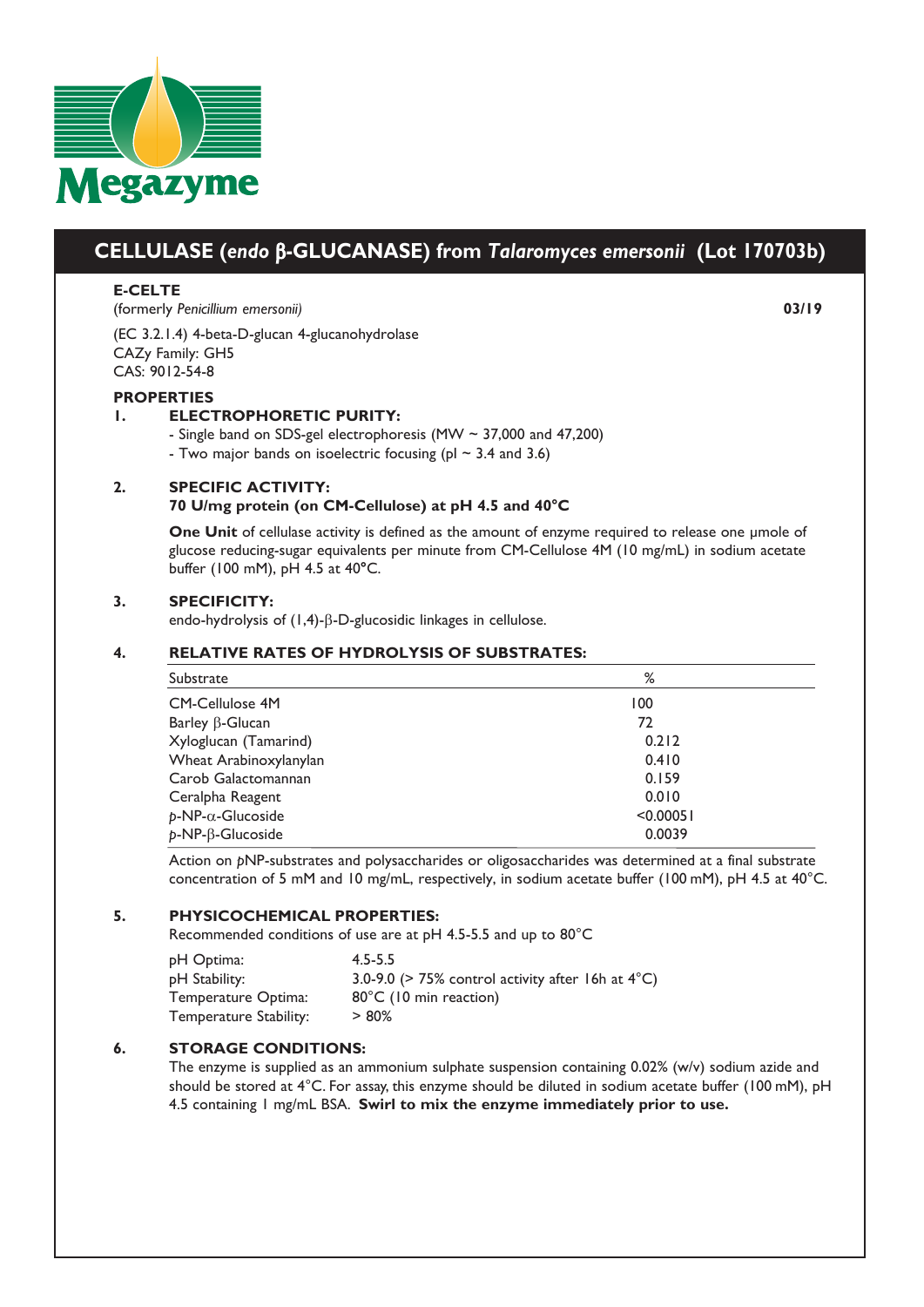Megazyme

# CELLULASE (*endo* β-GLUCANASE) from *Talaromyces emersonii* (Lot 170703b)

**E-CELTE**

(formerly *Penicillium emersonii)*

03/19

(EC 3.2.1.4) 4-beta-D-glucan 4-glucanohydrolase
CAZy Family: GH5
CAS: 9012-54-8

## PROPERTIES

### 1. ELECTROPHORETIC PURITY:

- Single band on SDS-gel electrophoresis (MW ~ 37,000 and 47,200)
- Two major bands on isoelectric focusing (pI ~ 3.4 and 3.6)

### 2. SPECIFIC ACTIVITY:

**70 U/mg protein (on CM-Cellulose) at pH 4.5 and 40°C**

**One Unit** of cellulase activity is defined as the amount of enzyme required to release one µmole of glucose reducing-sugar equivalents per minute from CM-Cellulose 4M (10 mg/mL) in sodium acetate buffer (100 mM), pH 4.5 at 40°C.

### 3. SPECIFICITY:

endo-hydrolysis of (1,4)-β-D-glucosidic linkages in cellulose.

### 4. RELATIVE RATES OF HYDROLYSIS OF SUBSTRATES:

| Substrate | % |
|---|---|
| CM-Cellulose 4M | 100 |
| Barley β-Glucan | 72 |
| Xyloglucan (Tamarind) | 0.212 |
| Wheat Arabinoxylanylan | 0.410 |
| Carob Galactomannan | 0.159 |
| Ceralpha Reagent | 0.010 |
| *p*-NP-α-Glucoside | <0.00051 |
| *p*-NP-β-Glucoside | 0.0039 |

Action on *p*NP-substrates and polysaccharides or oligosaccharides was determined at a final substrate concentration of 5 mM and 10 mg/mL, respectively, in sodium acetate buffer (100 mM), pH 4.5 at 40°C.

### 5. PHYSICOCHEMICAL PROPERTIES:

Recommended conditions of use are at pH 4.5-5.5 and up to 80°C

| | |
|---|---|
| pH Optima: | 4.5-5.5 |
| pH Stability: | 3.0-9.0 (> 75% control activity after 16h at 4°C) |
| Temperature Optima: | 80°C (10 min reaction) |
| Temperature Stability: | > 80% |

### 6. STORAGE CONDITIONS:

The enzyme is supplied as an ammonium sulphate suspension containing 0.02% (w/v) sodium azide and should be stored at 4°C. For assay, this enzyme should be diluted in sodium acetate buffer (100 mM), pH 4.5 containing 1 mg/mL BSA. **Swirl to mix the enzyme immediately prior to use.**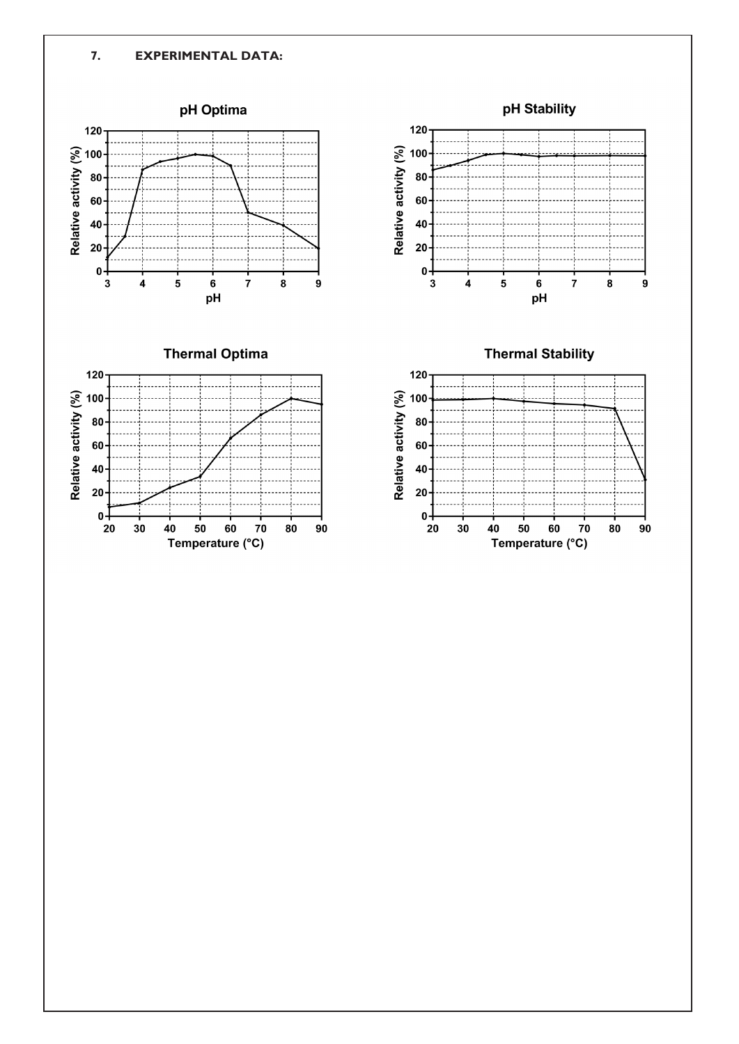## 7. EXPERIMENTAL DATA:

pH Optima

Relative activity (%)

120
100
80
60
40
20
0

3 4 5 6 7 8 9

pH

pH Stability

Relative activity (%)

120
100
80
60
40
20
0

3 4 5 6 7 8 9

pH

Thermal Optima

Relative activity (%)

120
100
80
60
40
20
0

20 30 40 50 60 70 80 90

Temperature (°C)

Thermal Stability

Relative activity (%)

120
100
80
60
40
20
0

20 30 40 50 60 70 80 90

Temperature (°C)